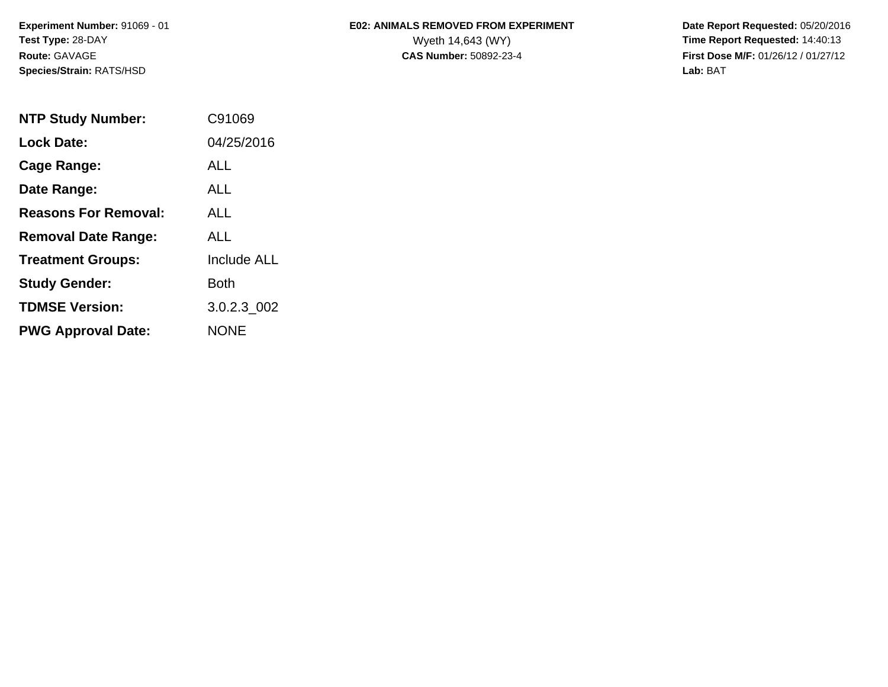**Experiment Number:** 91069 - 01
**Test Type:** 28-DAY
**Route:** GAVAGE
**Species/Strain:** RATS/HSD

**E02: ANIMALS REMOVED FROM EXPERIMENT**
Wyeth 14,643 (WY)
**CAS Number:** 50892-23-4

**Date Report Requested:** 05/20/2016
**Time Report Requested:** 14:40:13
**First Dose M/F:** 01/26/12 / 01/27/12
**Lab:** BAT

| | |
|---|---|
| **NTP Study Number:** | C91069 |
| **Lock Date:** | 04/25/2016 |
| **Cage Range:** | ALL |
| **Date Range:** | ALL |
| **Reasons For Removal:** | ALL |
| **Removal Date Range:** | ALL |
| **Treatment Groups:** | Include ALL |
| **Study Gender:** | Both |
| **TDMSE Version:** | 3.0.2.3_002 |
| **PWG Approval Date:** | NONE |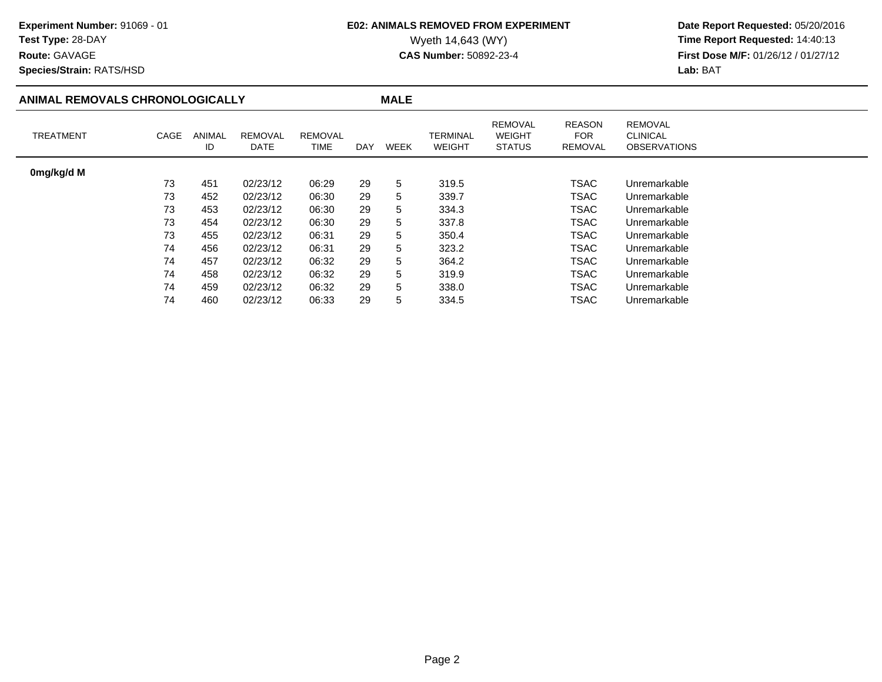**Experiment Number:** 91069 - 01
**Test Type:** 28-DAY
**Route:** GAVAGE
**Species/Strain:** RATS/HSD

**E02: ANIMALS REMOVED FROM EXPERIMENT**
Wyeth 14,643 (WY)
**CAS Number:** 50892-23-4

**Date Report Requested:** 05/20/2016
**Time Report Requested:** 14:40:13
**First Dose M/F:** 01/26/12 / 01/27/12
**Lab:** BAT

## ANIMAL REMOVALS CHRONOLOGICALLY — MALE

| TREATMENT | CAGE | ANIMAL ID | REMOVAL DATE | REMOVAL TIME | DAY | WEEK | TERMINAL WEIGHT | REMOVAL WEIGHT STATUS | REASON FOR REMOVAL | REMOVAL CLINICAL OBSERVATIONS |
|---|---|---|---|---|---|---|---|---|---|---|
| **0mg/kg/d M** | | | | | | | | | | |
| | 73 | 451 | 02/23/12 | 06:29 | 29 | 5 | 319.5 | | TSAC | Unremarkable |
| | 73 | 452 | 02/23/12 | 06:30 | 29 | 5 | 339.7 | | TSAC | Unremarkable |
| | 73 | 453 | 02/23/12 | 06:30 | 29 | 5 | 334.3 | | TSAC | Unremarkable |
| | 73 | 454 | 02/23/12 | 06:30 | 29 | 5 | 337.8 | | TSAC | Unremarkable |
| | 73 | 455 | 02/23/12 | 06:31 | 29 | 5 | 350.4 | | TSAC | Unremarkable |
| | 74 | 456 | 02/23/12 | 06:31 | 29 | 5 | 323.2 | | TSAC | Unremarkable |
| | 74 | 457 | 02/23/12 | 06:32 | 29 | 5 | 364.2 | | TSAC | Unremarkable |
| | 74 | 458 | 02/23/12 | 06:32 | 29 | 5 | 319.9 | | TSAC | Unremarkable |
| | 74 | 459 | 02/23/12 | 06:32 | 29 | 5 | 338.0 | | TSAC | Unremarkable |
| | 74 | 460 | 02/23/12 | 06:33 | 29 | 5 | 334.5 | | TSAC | Unremarkable |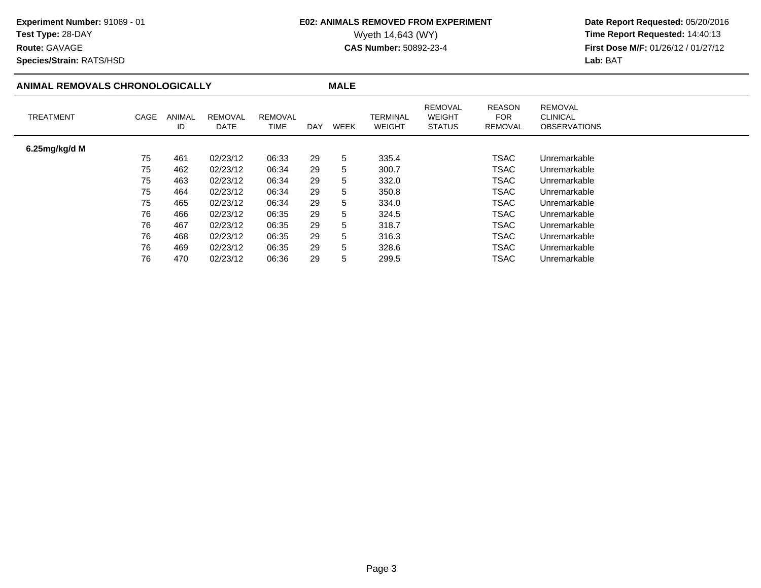**Experiment Number:** 91069 - 01
**Test Type:** 28-DAY
**Route:** GAVAGE
**Species/Strain:** RATS/HSD

**E02: ANIMALS REMOVED FROM EXPERIMENT**
Wyeth 14,643 (WY)
**CAS Number:** 50892-23-4

**Date Report Requested:** 05/20/2016
**Time Report Requested:** 14:40:13
**First Dose M/F:** 01/26/12 / 01/27/12
**Lab:** BAT

## ANIMAL REMOVALS CHRONOLOGICALLY — MALE

| TREATMENT | CAGE | ANIMAL ID | REMOVAL DATE | REMOVAL TIME | DAY | WEEK | TERMINAL WEIGHT | REMOVAL WEIGHT STATUS | REASON FOR REMOVAL | REMOVAL CLINICAL OBSERVATIONS |
|---|---|---|---|---|---|---|---|---|---|---|
| **6.25mg/kg/d M** | | | | | | | | | | |
| | 75 | 461 | 02/23/12 | 06:33 | 29 | 5 | 335.4 | | TSAC | Unremarkable |
| | 75 | 462 | 02/23/12 | 06:34 | 29 | 5 | 300.7 | | TSAC | Unremarkable |
| | 75 | 463 | 02/23/12 | 06:34 | 29 | 5 | 332.0 | | TSAC | Unremarkable |
| | 75 | 464 | 02/23/12 | 06:34 | 29 | 5 | 350.8 | | TSAC | Unremarkable |
| | 75 | 465 | 02/23/12 | 06:34 | 29 | 5 | 334.0 | | TSAC | Unremarkable |
| | 76 | 466 | 02/23/12 | 06:35 | 29 | 5 | 324.5 | | TSAC | Unremarkable |
| | 76 | 467 | 02/23/12 | 06:35 | 29 | 5 | 318.7 | | TSAC | Unremarkable |
| | 76 | 468 | 02/23/12 | 06:35 | 29 | 5 | 316.3 | | TSAC | Unremarkable |
| | 76 | 469 | 02/23/12 | 06:35 | 29 | 5 | 328.6 | | TSAC | Unremarkable |
| | 76 | 470 | 02/23/12 | 06:36 | 29 | 5 | 299.5 | | TSAC | Unremarkable |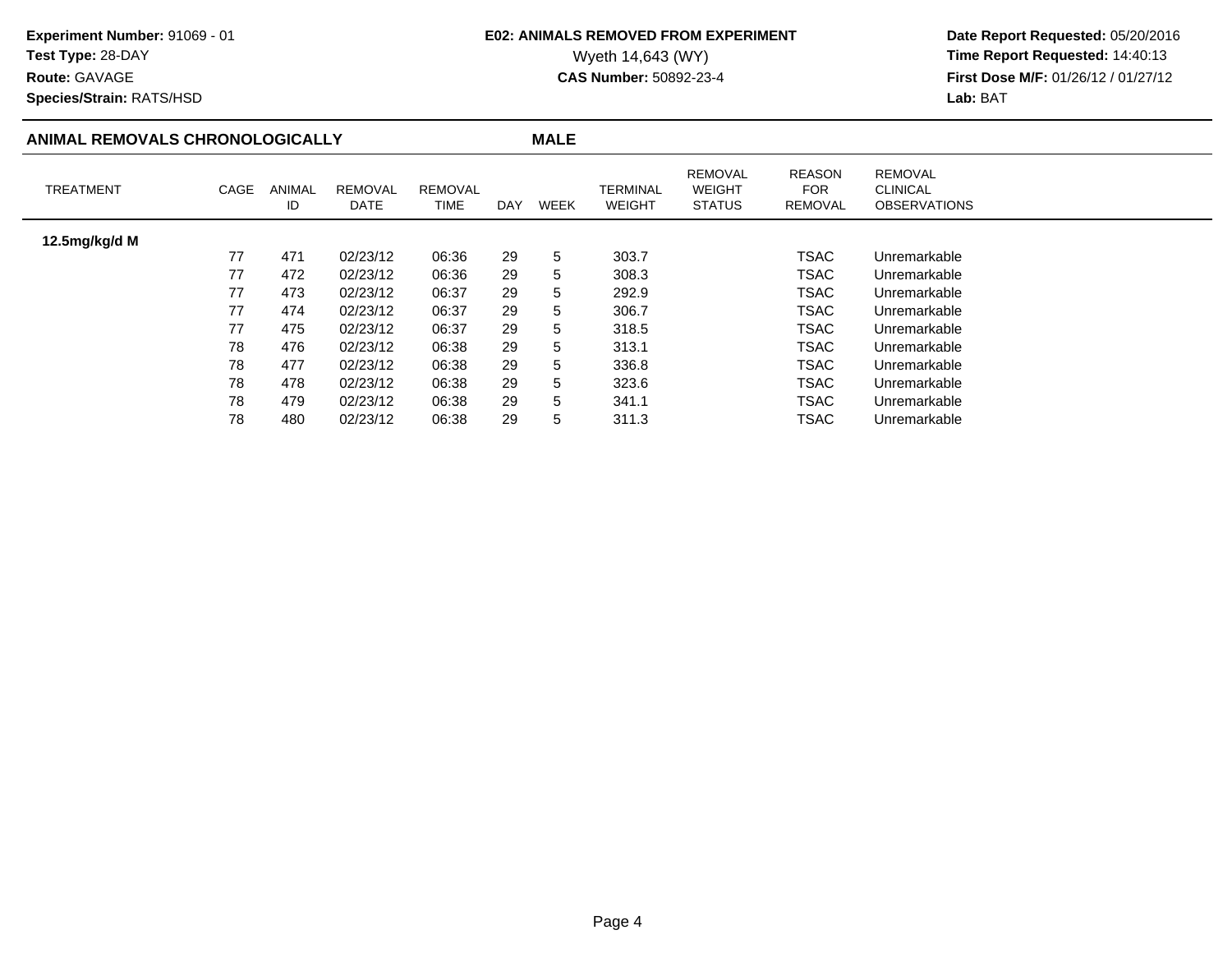**Experiment Number:** 91069 - 01
**Test Type:** 28-DAY
**Route:** GAVAGE
**Species/Strain:** RATS/HSD

**E02: ANIMALS REMOVED FROM EXPERIMENT**
Wyeth 14,643 (WY)
**CAS Number:** 50892-23-4

**Date Report Requested:** 05/20/2016
**Time Report Requested:** 14:40:13
**First Dose M/F:** 01/26/12 / 01/27/12
**Lab:** BAT

## ANIMAL REMOVALS CHRONOLOGICALLY — MALE

| TREATMENT | CAGE | ANIMAL ID | REMOVAL DATE | REMOVAL TIME | DAY | WEEK | TERMINAL WEIGHT | REMOVAL WEIGHT STATUS | REASON FOR REMOVAL | REMOVAL CLINICAL OBSERVATIONS |
|---|---|---|---|---|---|---|---|---|---|---|
| **12.5mg/kg/d M** | | | | | | | | | | |
| | 77 | 471 | 02/23/12 | 06:36 | 29 | 5 | 303.7 | | TSAC | Unremarkable |
| | 77 | 472 | 02/23/12 | 06:36 | 29 | 5 | 308.3 | | TSAC | Unremarkable |
| | 77 | 473 | 02/23/12 | 06:37 | 29 | 5 | 292.9 | | TSAC | Unremarkable |
| | 77 | 474 | 02/23/12 | 06:37 | 29 | 5 | 306.7 | | TSAC | Unremarkable |
| | 77 | 475 | 02/23/12 | 06:37 | 29 | 5 | 318.5 | | TSAC | Unremarkable |
| | 78 | 476 | 02/23/12 | 06:38 | 29 | 5 | 313.1 | | TSAC | Unremarkable |
| | 78 | 477 | 02/23/12 | 06:38 | 29 | 5 | 336.8 | | TSAC | Unremarkable |
| | 78 | 478 | 02/23/12 | 06:38 | 29 | 5 | 323.6 | | TSAC | Unremarkable |
| | 78 | 479 | 02/23/12 | 06:38 | 29 | 5 | 341.1 | | TSAC | Unremarkable |
| | 78 | 480 | 02/23/12 | 06:38 | 29 | 5 | 311.3 | | TSAC | Unremarkable |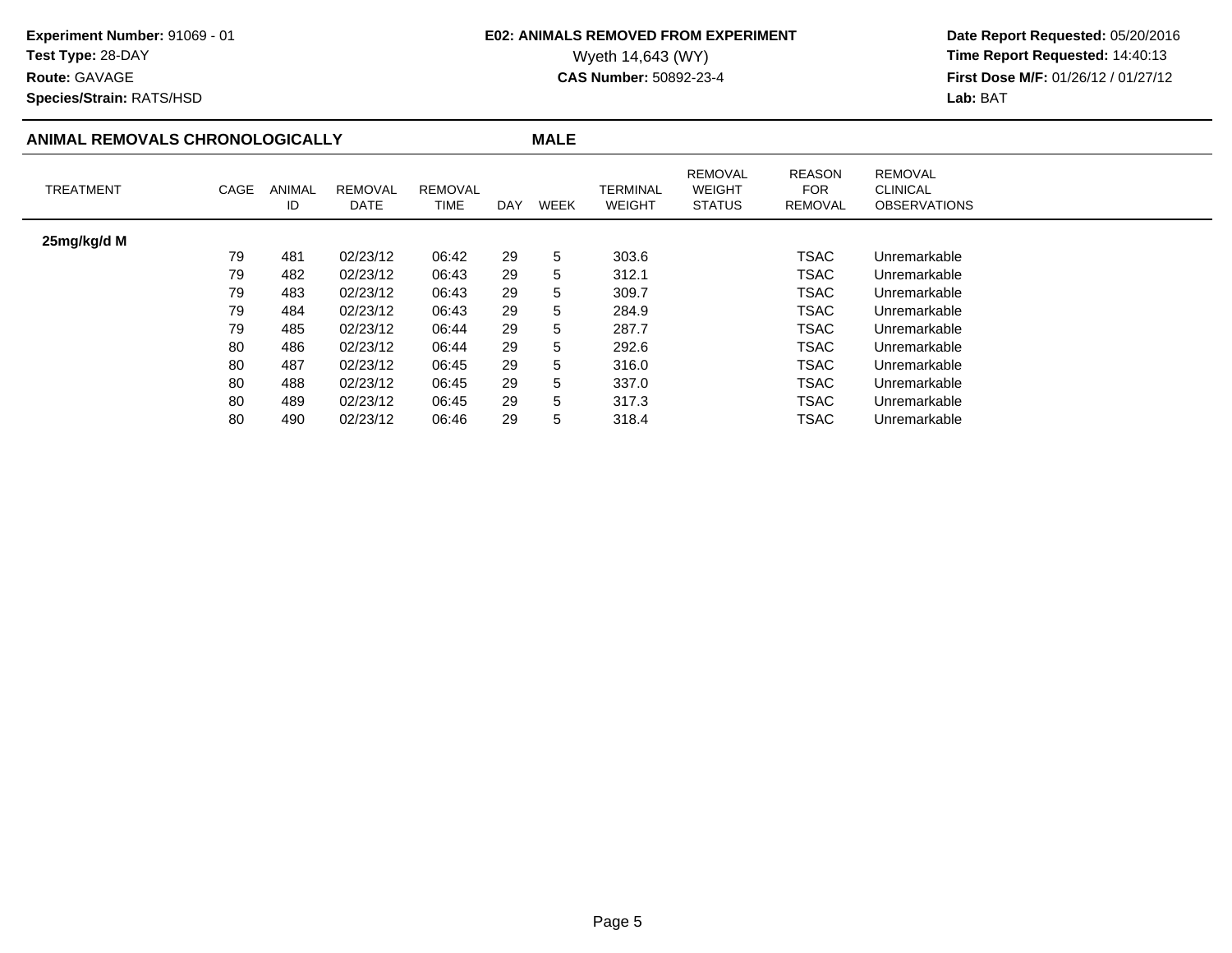**Experiment Number:** 91069 - 01
**Test Type:** 28-DAY
**Route:** GAVAGE
**Species/Strain:** RATS/HSD

**E02: ANIMALS REMOVED FROM EXPERIMENT**
Wyeth 14,643 (WY)
**CAS Number:** 50892-23-4

**Date Report Requested:** 05/20/2016
**Time Report Requested:** 14:40:13
**First Dose M/F:** 01/26/12 / 01/27/12
**Lab:** BAT

## ANIMAL REMOVALS CHRONOLOGICALLY — MALE

| TREATMENT | CAGE | ANIMAL ID | REMOVAL DATE | REMOVAL TIME | DAY | WEEK | TERMINAL WEIGHT | REMOVAL WEIGHT STATUS | REASON FOR REMOVAL | REMOVAL CLINICAL OBSERVATIONS |
|---|---|---|---|---|---|---|---|---|---|---|
| **25mg/kg/d M** | | | | | | | | | | |
| | 79 | 481 | 02/23/12 | 06:42 | 29 | 5 | 303.6 | | TSAC | Unremarkable |
| | 79 | 482 | 02/23/12 | 06:43 | 29 | 5 | 312.1 | | TSAC | Unremarkable |
| | 79 | 483 | 02/23/12 | 06:43 | 29 | 5 | 309.7 | | TSAC | Unremarkable |
| | 79 | 484 | 02/23/12 | 06:43 | 29 | 5 | 284.9 | | TSAC | Unremarkable |
| | 79 | 485 | 02/23/12 | 06:44 | 29 | 5 | 287.7 | | TSAC | Unremarkable |
| | 80 | 486 | 02/23/12 | 06:44 | 29 | 5 | 292.6 | | TSAC | Unremarkable |
| | 80 | 487 | 02/23/12 | 06:45 | 29 | 5 | 316.0 | | TSAC | Unremarkable |
| | 80 | 488 | 02/23/12 | 06:45 | 29 | 5 | 337.0 | | TSAC | Unremarkable |
| | 80 | 489 | 02/23/12 | 06:45 | 29 | 5 | 317.3 | | TSAC | Unremarkable |
| | 80 | 490 | 02/23/12 | 06:46 | 29 | 5 | 318.4 | | TSAC | Unremarkable |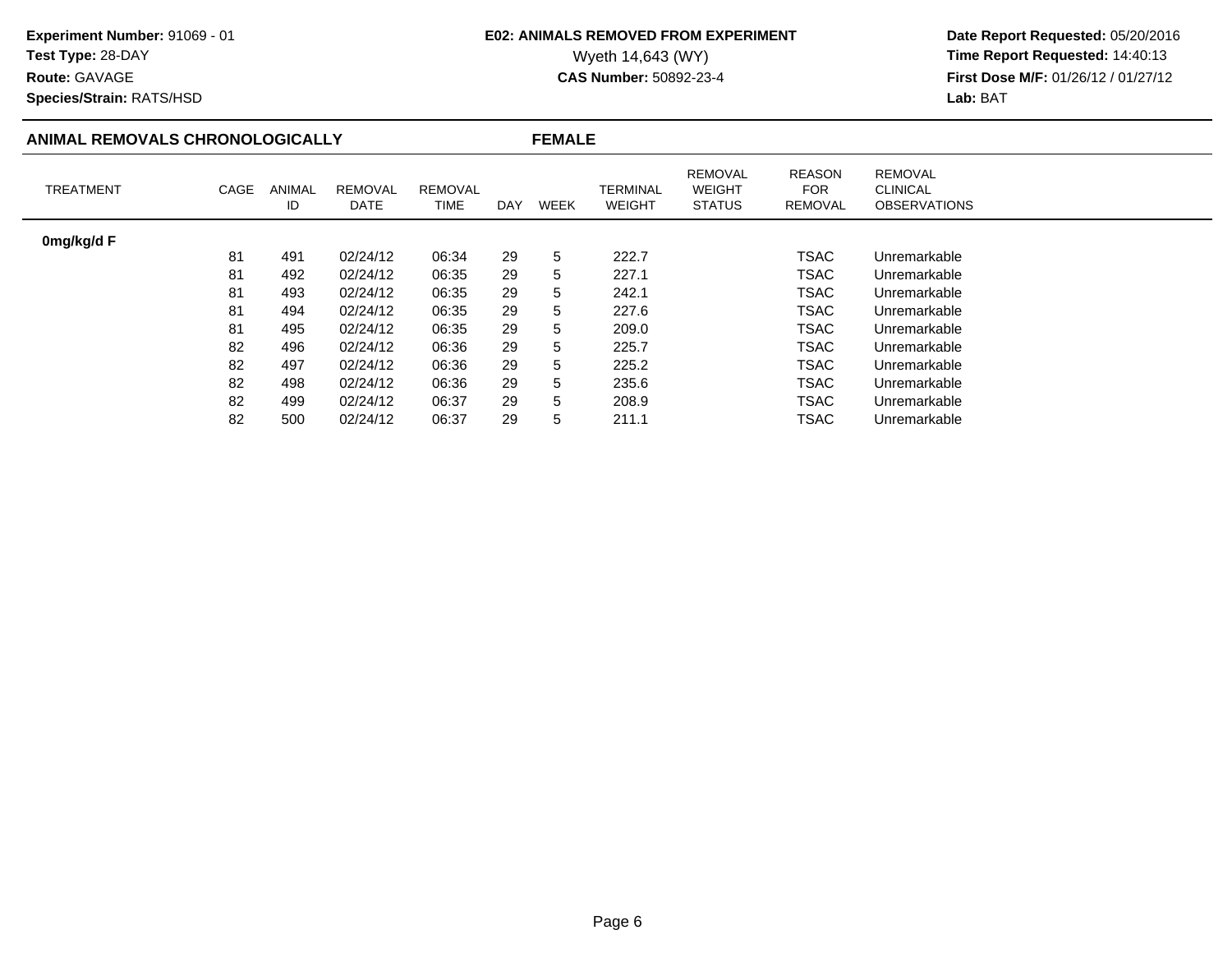**Experiment Number:** 91069 - 01
**Test Type:** 28-DAY
**Route:** GAVAGE
**Species/Strain:** RATS/HSD

**E02: ANIMALS REMOVED FROM EXPERIMENT**
Wyeth 14,643 (WY)
**CAS Number:** 50892-23-4

**Date Report Requested:** 05/20/2016
**Time Report Requested:** 14:40:13
**First Dose M/F:** 01/26/12 / 01/27/12
**Lab:** BAT

## ANIMAL REMOVALS CHRONOLOGICALLY — FEMALE

| TREATMENT | CAGE | ANIMAL ID | REMOVAL DATE | REMOVAL TIME | DAY | WEEK | TERMINAL WEIGHT | REMOVAL WEIGHT STATUS | REASON FOR REMOVAL | REMOVAL CLINICAL OBSERVATIONS |
|---|---|---|---|---|---|---|---|---|---|---|
| **0mg/kg/d F** | | | | | | | | | | |
| | 81 | 491 | 02/24/12 | 06:34 | 29 | 5 | 222.7 | | TSAC | Unremarkable |
| | 81 | 492 | 02/24/12 | 06:35 | 29 | 5 | 227.1 | | TSAC | Unremarkable |
| | 81 | 493 | 02/24/12 | 06:35 | 29 | 5 | 242.1 | | TSAC | Unremarkable |
| | 81 | 494 | 02/24/12 | 06:35 | 29 | 5 | 227.6 | | TSAC | Unremarkable |
| | 81 | 495 | 02/24/12 | 06:35 | 29 | 5 | 209.0 | | TSAC | Unremarkable |
| | 82 | 496 | 02/24/12 | 06:36 | 29 | 5 | 225.7 | | TSAC | Unremarkable |
| | 82 | 497 | 02/24/12 | 06:36 | 29 | 5 | 225.2 | | TSAC | Unremarkable |
| | 82 | 498 | 02/24/12 | 06:36 | 29 | 5 | 235.6 | | TSAC | Unremarkable |
| | 82 | 499 | 02/24/12 | 06:37 | 29 | 5 | 208.9 | | TSAC | Unremarkable |
| | 82 | 500 | 02/24/12 | 06:37 | 29 | 5 | 211.1 | | TSAC | Unremarkable |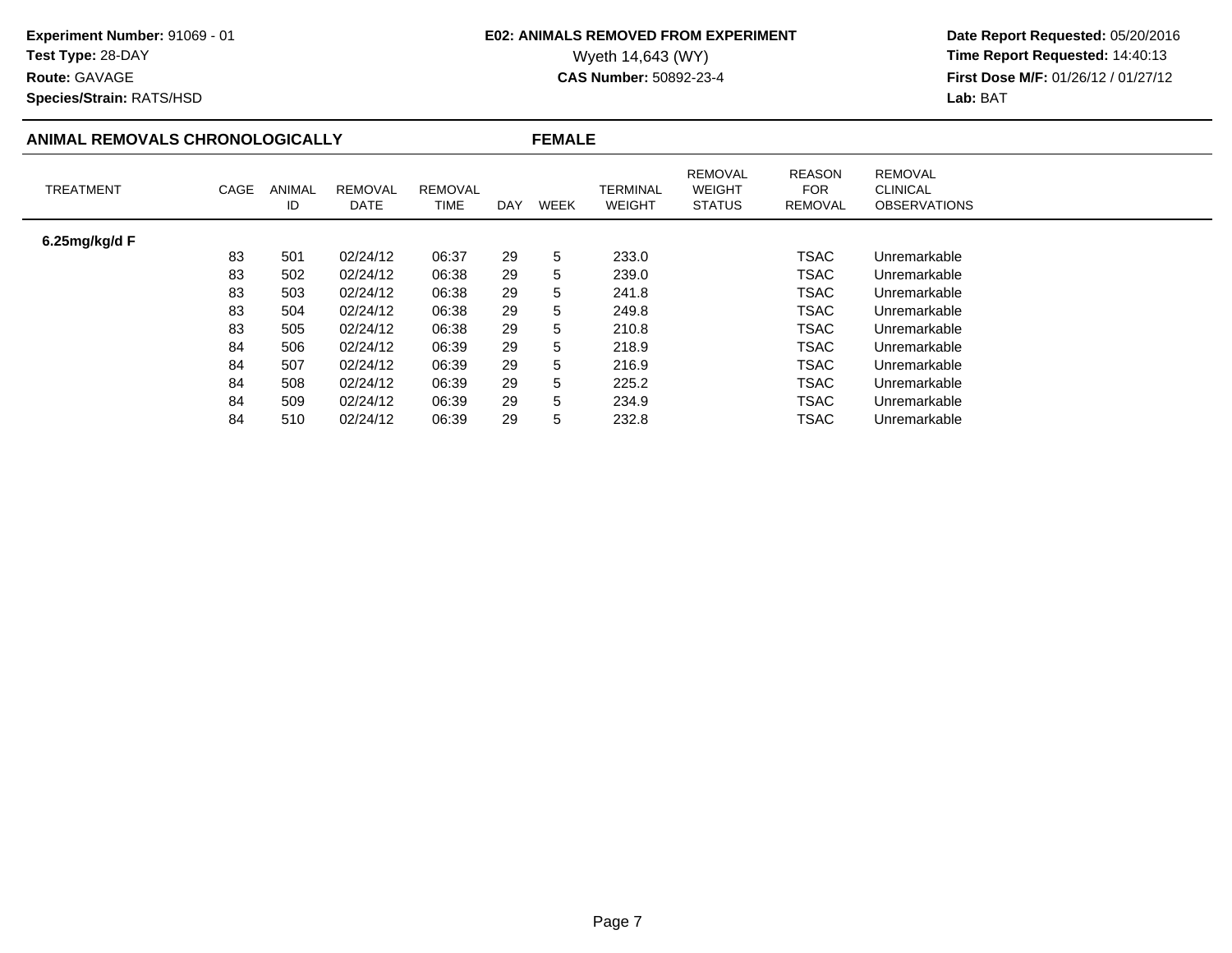**Experiment Number:** 91069 - 01
**Test Type:** 28-DAY
**Route:** GAVAGE
**Species/Strain:** RATS/HSD

**E02: ANIMALS REMOVED FROM EXPERIMENT**
Wyeth 14,643 (WY)
**CAS Number:** 50892-23-4

**Date Report Requested:** 05/20/2016
**Time Report Requested:** 14:40:13
**First Dose M/F:** 01/26/12 / 01/27/12
**Lab:** BAT

## ANIMAL REMOVALS CHRONOLOGICALLY — FEMALE

| TREATMENT | CAGE | ANIMAL ID | REMOVAL DATE | REMOVAL TIME | DAY | WEEK | TERMINAL WEIGHT | REMOVAL WEIGHT STATUS | REASON FOR REMOVAL | REMOVAL CLINICAL OBSERVATIONS |
|---|---|---|---|---|---|---|---|---|---|---|
| **6.25mg/kg/d F** | | | | | | | | | | |
| | 83 | 501 | 02/24/12 | 06:37 | 29 | 5 | 233.0 | | TSAC | Unremarkable |
| | 83 | 502 | 02/24/12 | 06:38 | 29 | 5 | 239.0 | | TSAC | Unremarkable |
| | 83 | 503 | 02/24/12 | 06:38 | 29 | 5 | 241.8 | | TSAC | Unremarkable |
| | 83 | 504 | 02/24/12 | 06:38 | 29 | 5 | 249.8 | | TSAC | Unremarkable |
| | 83 | 505 | 02/24/12 | 06:38 | 29 | 5 | 210.8 | | TSAC | Unremarkable |
| | 84 | 506 | 02/24/12 | 06:39 | 29 | 5 | 218.9 | | TSAC | Unremarkable |
| | 84 | 507 | 02/24/12 | 06:39 | 29 | 5 | 216.9 | | TSAC | Unremarkable |
| | 84 | 508 | 02/24/12 | 06:39 | 29 | 5 | 225.2 | | TSAC | Unremarkable |
| | 84 | 509 | 02/24/12 | 06:39 | 29 | 5 | 234.9 | | TSAC | Unremarkable |
| | 84 | 510 | 02/24/12 | 06:39 | 29 | 5 | 232.8 | | TSAC | Unremarkable |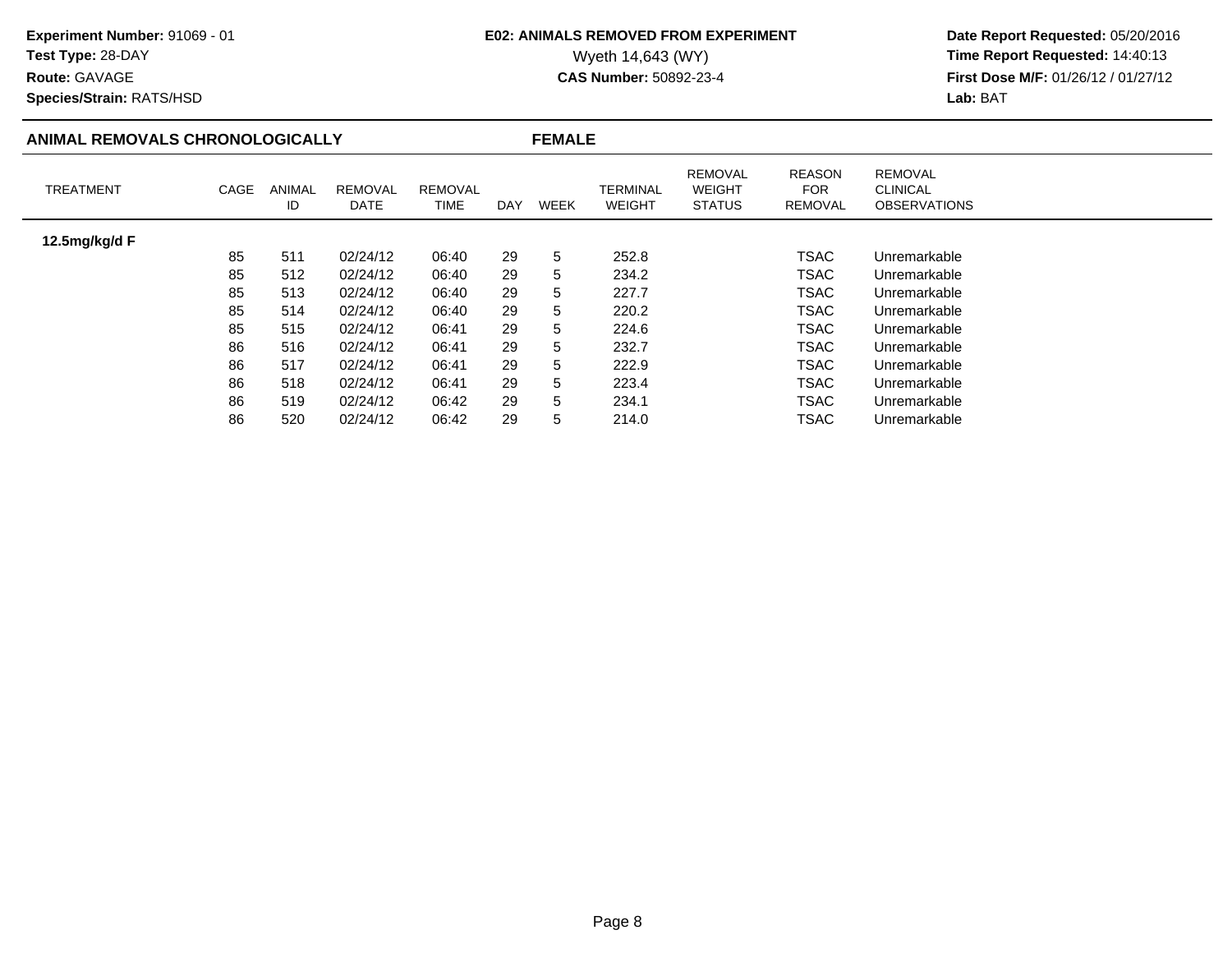**Experiment Number:** 91069 - 01
**Test Type:** 28-DAY
**Route:** GAVAGE
**Species/Strain:** RATS/HSD

**E02: ANIMALS REMOVED FROM EXPERIMENT**
Wyeth 14,643 (WY)
**CAS Number:** 50892-23-4

**Date Report Requested:** 05/20/2016
**Time Report Requested:** 14:40:13
**First Dose M/F:** 01/26/12 / 01/27/12
**Lab:** BAT

## ANIMAL REMOVALS CHRONOLOGICALLY — FEMALE

| TREATMENT | CAGE | ANIMAL ID | REMOVAL DATE | REMOVAL TIME | DAY | WEEK | TERMINAL WEIGHT | REMOVAL WEIGHT STATUS | REASON FOR REMOVAL | REMOVAL CLINICAL OBSERVATIONS |
|---|---|---|---|---|---|---|---|---|---|---|
| **12.5mg/kg/d F** | | | | | | | | | | |
| | 85 | 511 | 02/24/12 | 06:40 | 29 | 5 | 252.8 | | TSAC | Unremarkable |
| | 85 | 512 | 02/24/12 | 06:40 | 29 | 5 | 234.2 | | TSAC | Unremarkable |
| | 85 | 513 | 02/24/12 | 06:40 | 29 | 5 | 227.7 | | TSAC | Unremarkable |
| | 85 | 514 | 02/24/12 | 06:40 | 29 | 5 | 220.2 | | TSAC | Unremarkable |
| | 85 | 515 | 02/24/12 | 06:41 | 29 | 5 | 224.6 | | TSAC | Unremarkable |
| | 86 | 516 | 02/24/12 | 06:41 | 29 | 5 | 232.7 | | TSAC | Unremarkable |
| | 86 | 517 | 02/24/12 | 06:41 | 29 | 5 | 222.9 | | TSAC | Unremarkable |
| | 86 | 518 | 02/24/12 | 06:41 | 29 | 5 | 223.4 | | TSAC | Unremarkable |
| | 86 | 519 | 02/24/12 | 06:42 | 29 | 5 | 234.1 | | TSAC | Unremarkable |
| | 86 | 520 | 02/24/12 | 06:42 | 29 | 5 | 214.0 | | TSAC | Unremarkable |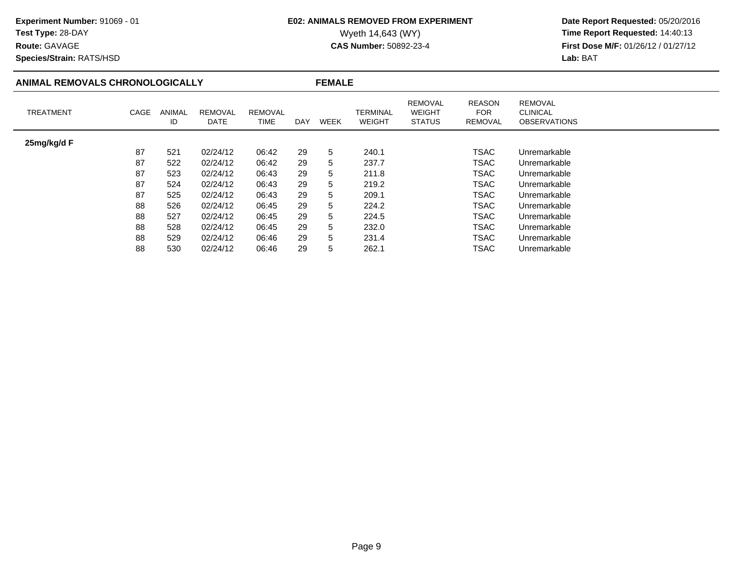**Experiment Number:** 91069 - 01
**Test Type:** 28-DAY
**Route:** GAVAGE
**Species/Strain:** RATS/HSD

**E02: ANIMALS REMOVED FROM EXPERIMENT**
Wyeth 14,643 (WY)
**CAS Number:** 50892-23-4

**Date Report Requested:** 05/20/2016
**Time Report Requested:** 14:40:13
**First Dose M/F:** 01/26/12 / 01/27/12
**Lab:** BAT

## ANIMAL REMOVALS CHRONOLOGICALLY — FEMALE

| TREATMENT | CAGE | ANIMAL ID | REMOVAL DATE | REMOVAL TIME | DAY | WEEK | TERMINAL WEIGHT | REMOVAL WEIGHT STATUS | REASON FOR REMOVAL | REMOVAL CLINICAL OBSERVATIONS |
|---|---|---|---|---|---|---|---|---|---|---|
| **25mg/kg/d F** | | | | | | | | | | |
| | 87 | 521 | 02/24/12 | 06:42 | 29 | 5 | 240.1 | | TSAC | Unremarkable |
| | 87 | 522 | 02/24/12 | 06:42 | 29 | 5 | 237.7 | | TSAC | Unremarkable |
| | 87 | 523 | 02/24/12 | 06:43 | 29 | 5 | 211.8 | | TSAC | Unremarkable |
| | 87 | 524 | 02/24/12 | 06:43 | 29 | 5 | 219.2 | | TSAC | Unremarkable |
| | 87 | 525 | 02/24/12 | 06:43 | 29 | 5 | 209.1 | | TSAC | Unremarkable |
| | 88 | 526 | 02/24/12 | 06:45 | 29 | 5 | 224.2 | | TSAC | Unremarkable |
| | 88 | 527 | 02/24/12 | 06:45 | 29 | 5 | 224.5 | | TSAC | Unremarkable |
| | 88 | 528 | 02/24/12 | 06:45 | 29 | 5 | 232.0 | | TSAC | Unremarkable |
| | 88 | 529 | 02/24/12 | 06:46 | 29 | 5 | 231.4 | | TSAC | Unremarkable |
| | 88 | 530 | 02/24/12 | 06:46 | 29 | 5 | 262.1 | | TSAC | Unremarkable |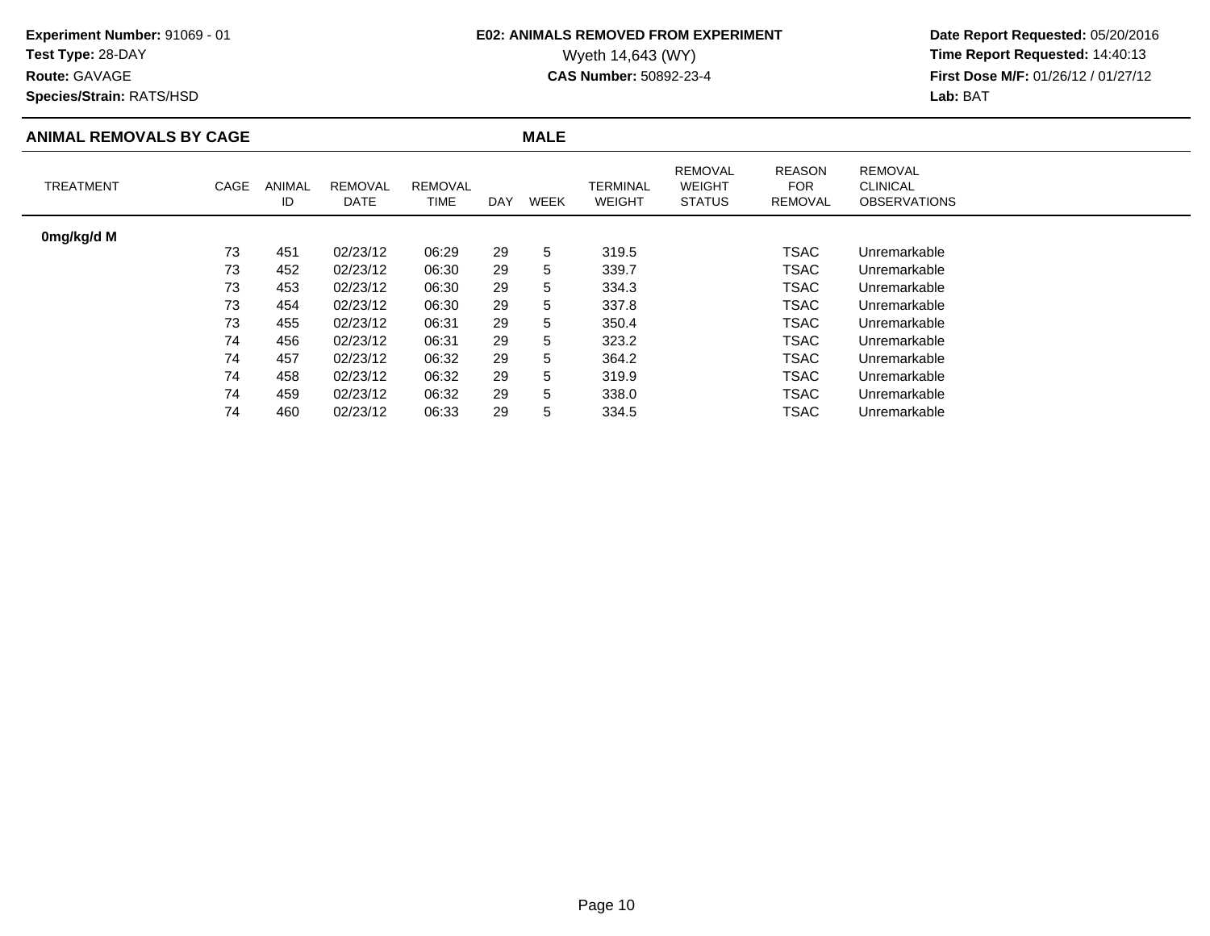**Experiment Number:** 91069 - 01
**Test Type:** 28-DAY
**Route:** GAVAGE
**Species/Strain:** RATS/HSD

**E02: ANIMALS REMOVED FROM EXPERIMENT**
Wyeth 14,643 (WY)
**CAS Number:** 50892-23-4

**Date Report Requested:** 05/20/2016
**Time Report Requested:** 14:40:13
**First Dose M/F:** 01/26/12 / 01/27/12
**Lab:** BAT

## ANIMAL REMOVALS BY CAGE — MALE

| TREATMENT | CAGE | ANIMAL ID | REMOVAL DATE | REMOVAL TIME | DAY | WEEK | TERMINAL WEIGHT | REMOVAL WEIGHT STATUS | REASON FOR REMOVAL | REMOVAL CLINICAL OBSERVATIONS |
|---|---|---|---|---|---|---|---|---|---|---|
| **0mg/kg/d M** | | | | | | | | | | |
| | 73 | 451 | 02/23/12 | 06:29 | 29 | 5 | 319.5 | | TSAC | Unremarkable |
| | 73 | 452 | 02/23/12 | 06:30 | 29 | 5 | 339.7 | | TSAC | Unremarkable |
| | 73 | 453 | 02/23/12 | 06:30 | 29 | 5 | 334.3 | | TSAC | Unremarkable |
| | 73 | 454 | 02/23/12 | 06:30 | 29 | 5 | 337.8 | | TSAC | Unremarkable |
| | 73 | 455 | 02/23/12 | 06:31 | 29 | 5 | 350.4 | | TSAC | Unremarkable |
| | 74 | 456 | 02/23/12 | 06:31 | 29 | 5 | 323.2 | | TSAC | Unremarkable |
| | 74 | 457 | 02/23/12 | 06:32 | 29 | 5 | 364.2 | | TSAC | Unremarkable |
| | 74 | 458 | 02/23/12 | 06:32 | 29 | 5 | 319.9 | | TSAC | Unremarkable |
| | 74 | 459 | 02/23/12 | 06:32 | 29 | 5 | 338.0 | | TSAC | Unremarkable |
| | 74 | 460 | 02/23/12 | 06:33 | 29 | 5 | 334.5 | | TSAC | Unremarkable |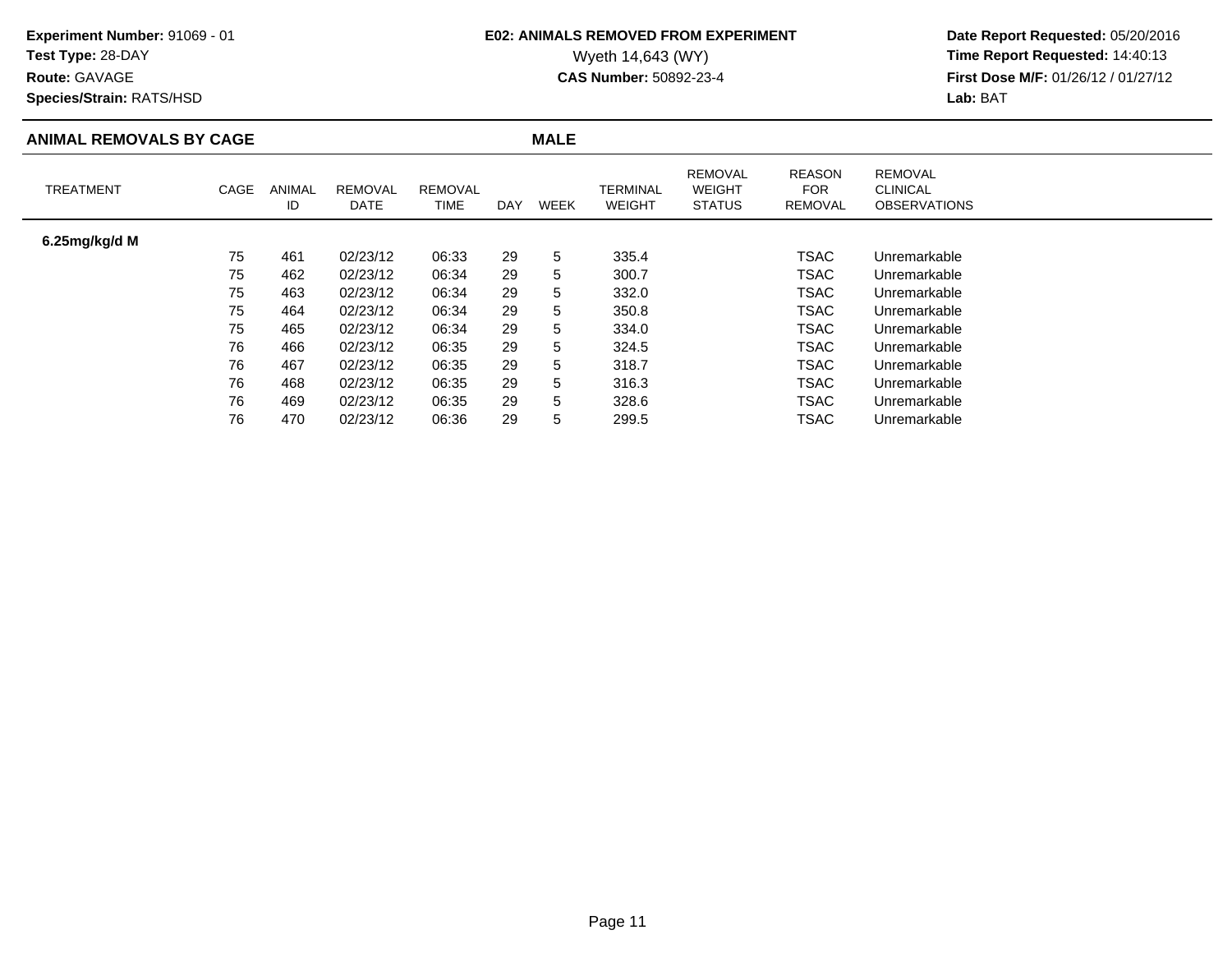**Experiment Number:** 91069 - 01
**Test Type:** 28-DAY
**Route:** GAVAGE
**Species/Strain:** RATS/HSD

**E02: ANIMALS REMOVED FROM EXPERIMENT**
Wyeth 14,643 (WY)
**CAS Number:** 50892-23-4

**Date Report Requested:** 05/20/2016
**Time Report Requested:** 14:40:13
**First Dose M/F:** 01/26/12 / 01/27/12
**Lab:** BAT

## ANIMAL REMOVALS BY CAGE — MALE

| TREATMENT | CAGE | ANIMAL ID | REMOVAL DATE | REMOVAL TIME | DAY | WEEK | TERMINAL WEIGHT | REMOVAL WEIGHT STATUS | REASON FOR REMOVAL | REMOVAL CLINICAL OBSERVATIONS |
|---|---|---|---|---|---|---|---|---|---|---|
| **6.25mg/kg/d M** | | | | | | | | | | |
| | 75 | 461 | 02/23/12 | 06:33 | 29 | 5 | 335.4 | | TSAC | Unremarkable |
| | 75 | 462 | 02/23/12 | 06:34 | 29 | 5 | 300.7 | | TSAC | Unremarkable |
| | 75 | 463 | 02/23/12 | 06:34 | 29 | 5 | 332.0 | | TSAC | Unremarkable |
| | 75 | 464 | 02/23/12 | 06:34 | 29 | 5 | 350.8 | | TSAC | Unremarkable |
| | 75 | 465 | 02/23/12 | 06:34 | 29 | 5 | 334.0 | | TSAC | Unremarkable |
| | 76 | 466 | 02/23/12 | 06:35 | 29 | 5 | 324.5 | | TSAC | Unremarkable |
| | 76 | 467 | 02/23/12 | 06:35 | 29 | 5 | 318.7 | | TSAC | Unremarkable |
| | 76 | 468 | 02/23/12 | 06:35 | 29 | 5 | 316.3 | | TSAC | Unremarkable |
| | 76 | 469 | 02/23/12 | 06:35 | 29 | 5 | 328.6 | | TSAC | Unremarkable |
| | 76 | 470 | 02/23/12 | 06:36 | 29 | 5 | 299.5 | | TSAC | Unremarkable |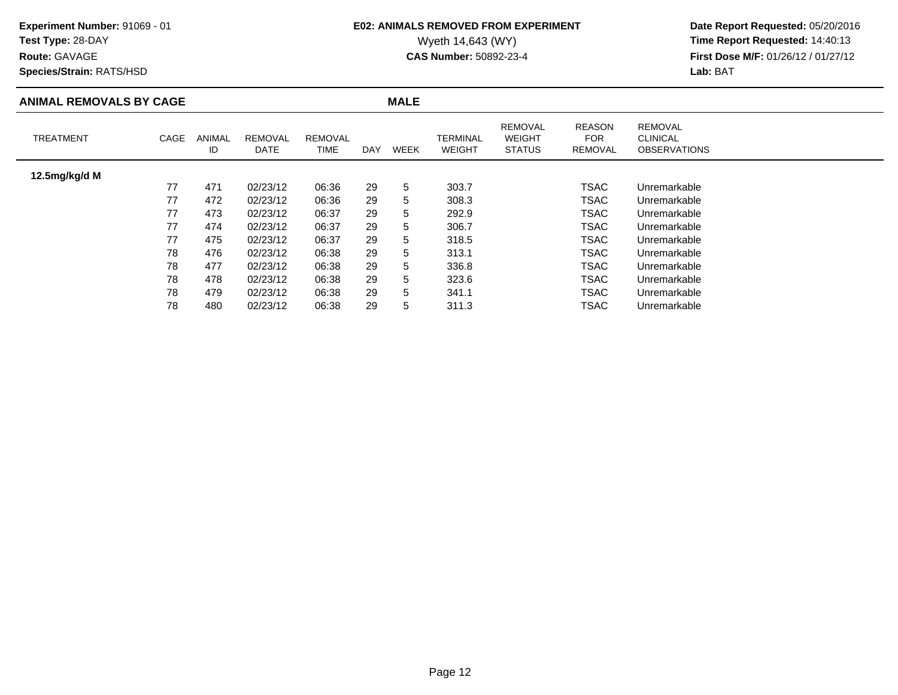**Experiment Number:** 91069 - 01
**Test Type:** 28-DAY
**Route:** GAVAGE
**Species/Strain:** RATS/HSD

**E02: ANIMALS REMOVED FROM EXPERIMENT**
Wyeth 14,643 (WY)
**CAS Number:** 50892-23-4

**Date Report Requested:** 05/20/2016
**Time Report Requested:** 14:40:13
**First Dose M/F:** 01/26/12 / 01/27/12
**Lab:** BAT

## ANIMAL REMOVALS BY CAGE — MALE

| TREATMENT | CAGE | ANIMAL ID | REMOVAL DATE | REMOVAL TIME | DAY | WEEK | TERMINAL WEIGHT | REMOVAL WEIGHT STATUS | REASON FOR REMOVAL | REMOVAL CLINICAL OBSERVATIONS |
|---|---|---|---|---|---|---|---|---|---|---|
| **12.5mg/kg/d M** | | | | | | | | | | |
| | 77 | 471 | 02/23/12 | 06:36 | 29 | 5 | 303.7 | | TSAC | Unremarkable |
| | 77 | 472 | 02/23/12 | 06:36 | 29 | 5 | 308.3 | | TSAC | Unremarkable |
| | 77 | 473 | 02/23/12 | 06:37 | 29 | 5 | 292.9 | | TSAC | Unremarkable |
| | 77 | 474 | 02/23/12 | 06:37 | 29 | 5 | 306.7 | | TSAC | Unremarkable |
| | 77 | 475 | 02/23/12 | 06:37 | 29 | 5 | 318.5 | | TSAC | Unremarkable |
| | 78 | 476 | 02/23/12 | 06:38 | 29 | 5 | 313.1 | | TSAC | Unremarkable |
| | 78 | 477 | 02/23/12 | 06:38 | 29 | 5 | 336.8 | | TSAC | Unremarkable |
| | 78 | 478 | 02/23/12 | 06:38 | 29 | 5 | 323.6 | | TSAC | Unremarkable |
| | 78 | 479 | 02/23/12 | 06:38 | 29 | 5 | 341.1 | | TSAC | Unremarkable |
| | 78 | 480 | 02/23/12 | 06:38 | 29 | 5 | 311.3 | | TSAC | Unremarkable |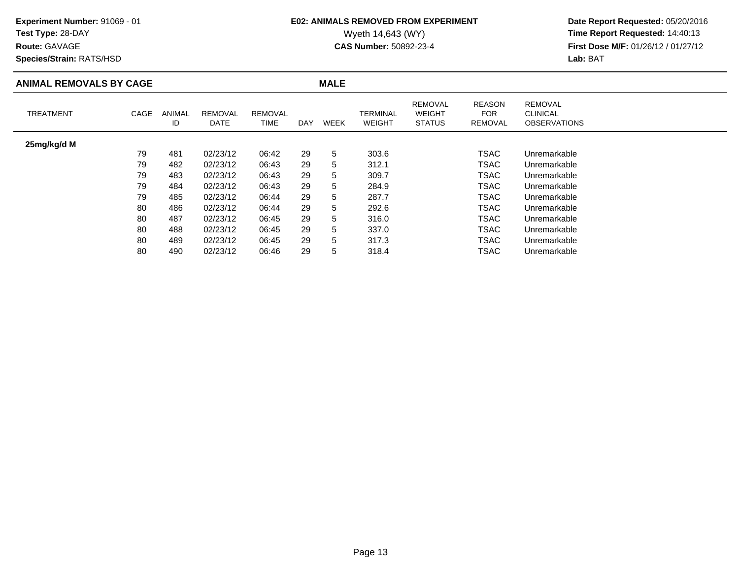**Experiment Number:** 91069 - 01
**Test Type:** 28-DAY
**Route:** GAVAGE
**Species/Strain:** RATS/HSD

**E02: ANIMALS REMOVED FROM EXPERIMENT**
Wyeth 14,643 (WY)
**CAS Number:** 50892-23-4

**Date Report Requested:** 05/20/2016
**Time Report Requested:** 14:40:13
**First Dose M/F:** 01/26/12 / 01/27/12
**Lab:** BAT

## ANIMAL REMOVALS BY CAGE — MALE

| TREATMENT | CAGE | ANIMAL ID | REMOVAL DATE | REMOVAL TIME | DAY | WEEK | TERMINAL WEIGHT | REMOVAL WEIGHT STATUS | REASON FOR REMOVAL | REMOVAL CLINICAL OBSERVATIONS |
|---|---|---|---|---|---|---|---|---|---|---|
| **25mg/kg/d M** | | | | | | | | | | |
| | 79 | 481 | 02/23/12 | 06:42 | 29 | 5 | 303.6 | | TSAC | Unremarkable |
| | 79 | 482 | 02/23/12 | 06:43 | 29 | 5 | 312.1 | | TSAC | Unremarkable |
| | 79 | 483 | 02/23/12 | 06:43 | 29 | 5 | 309.7 | | TSAC | Unremarkable |
| | 79 | 484 | 02/23/12 | 06:43 | 29 | 5 | 284.9 | | TSAC | Unremarkable |
| | 79 | 485 | 02/23/12 | 06:44 | 29 | 5 | 287.7 | | TSAC | Unremarkable |
| | 80 | 486 | 02/23/12 | 06:44 | 29 | 5 | 292.6 | | TSAC | Unremarkable |
| | 80 | 487 | 02/23/12 | 06:45 | 29 | 5 | 316.0 | | TSAC | Unremarkable |
| | 80 | 488 | 02/23/12 | 06:45 | 29 | 5 | 337.0 | | TSAC | Unremarkable |
| | 80 | 489 | 02/23/12 | 06:45 | 29 | 5 | 317.3 | | TSAC | Unremarkable |
| | 80 | 490 | 02/23/12 | 06:46 | 29 | 5 | 318.4 | | TSAC | Unremarkable |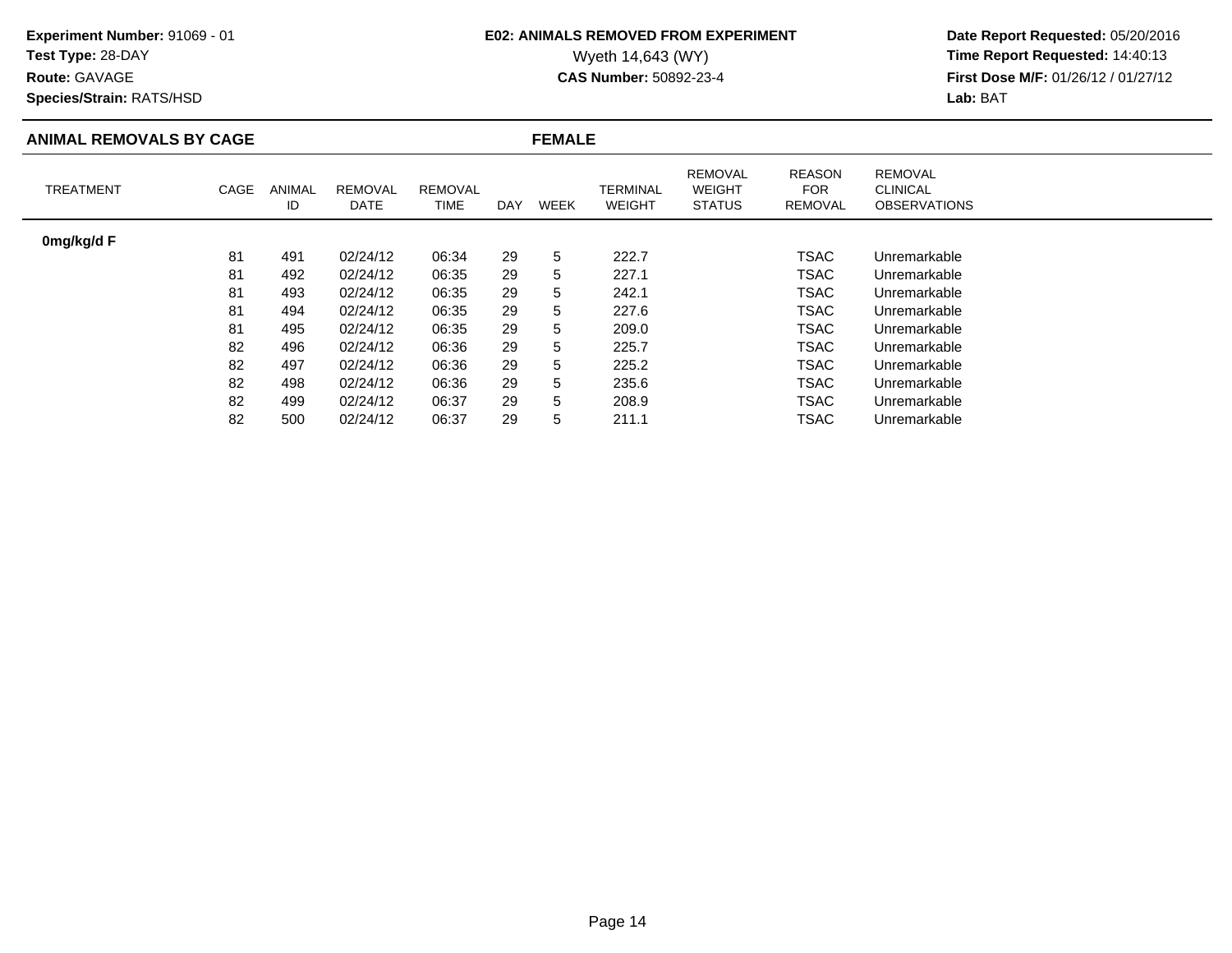**Experiment Number:** 91069 - 01
**Test Type:** 28-DAY
**Route:** GAVAGE
**Species/Strain:** RATS/HSD

**E02: ANIMALS REMOVED FROM EXPERIMENT**
Wyeth 14,643 (WY)
**CAS Number:** 50892-23-4

**Date Report Requested:** 05/20/2016
**Time Report Requested:** 14:40:13
**First Dose M/F:** 01/26/12 / 01/27/12
**Lab:** BAT

## ANIMAL REMOVALS BY CAGE — FEMALE

| TREATMENT | CAGE | ANIMAL ID | REMOVAL DATE | REMOVAL TIME | DAY | WEEK | TERMINAL WEIGHT | REMOVAL WEIGHT STATUS | REASON FOR REMOVAL | REMOVAL CLINICAL OBSERVATIONS |
|---|---|---|---|---|---|---|---|---|---|---|
| **0mg/kg/d F** | | | | | | | | | | |
| | 81 | 491 | 02/24/12 | 06:34 | 29 | 5 | 222.7 | | TSAC | Unremarkable |
| | 81 | 492 | 02/24/12 | 06:35 | 29 | 5 | 227.1 | | TSAC | Unremarkable |
| | 81 | 493 | 02/24/12 | 06:35 | 29 | 5 | 242.1 | | TSAC | Unremarkable |
| | 81 | 494 | 02/24/12 | 06:35 | 29 | 5 | 227.6 | | TSAC | Unremarkable |
| | 81 | 495 | 02/24/12 | 06:35 | 29 | 5 | 209.0 | | TSAC | Unremarkable |
| | 82 | 496 | 02/24/12 | 06:36 | 29 | 5 | 225.7 | | TSAC | Unremarkable |
| | 82 | 497 | 02/24/12 | 06:36 | 29 | 5 | 225.2 | | TSAC | Unremarkable |
| | 82 | 498 | 02/24/12 | 06:36 | 29 | 5 | 235.6 | | TSAC | Unremarkable |
| | 82 | 499 | 02/24/12 | 06:37 | 29 | 5 | 208.9 | | TSAC | Unremarkable |
| | 82 | 500 | 02/24/12 | 06:37 | 29 | 5 | 211.1 | | TSAC | Unremarkable |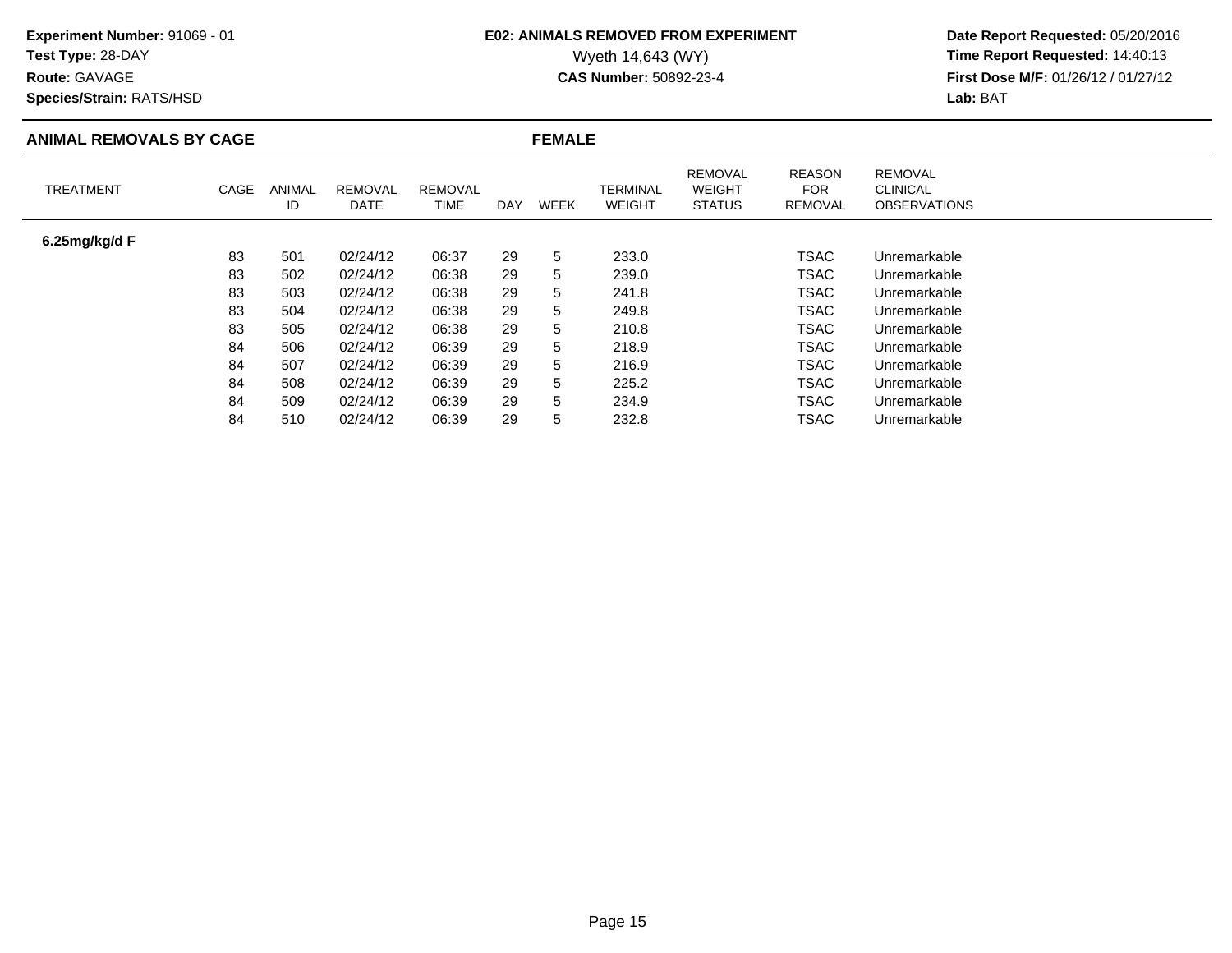**Experiment Number:** 91069 - 01
**Test Type:** 28-DAY
**Route:** GAVAGE
**Species/Strain:** RATS/HSD

**E02: ANIMALS REMOVED FROM EXPERIMENT**
Wyeth 14,643 (WY)
**CAS Number:** 50892-23-4

**Date Report Requested:** 05/20/2016
**Time Report Requested:** 14:40:13
**First Dose M/F:** 01/26/12 / 01/27/12
**Lab:** BAT

## ANIMAL REMOVALS BY CAGE — FEMALE

| TREATMENT | CAGE | ANIMAL ID | REMOVAL DATE | REMOVAL TIME | DAY | WEEK | TERMINAL WEIGHT | REMOVAL WEIGHT STATUS | REASON FOR REMOVAL | REMOVAL CLINICAL OBSERVATIONS |
|---|---|---|---|---|---|---|---|---|---|---|
| **6.25mg/kg/d F** | | | | | | | | | | |
| | 83 | 501 | 02/24/12 | 06:37 | 29 | 5 | 233.0 | | TSAC | Unremarkable |
| | 83 | 502 | 02/24/12 | 06:38 | 29 | 5 | 239.0 | | TSAC | Unremarkable |
| | 83 | 503 | 02/24/12 | 06:38 | 29 | 5 | 241.8 | | TSAC | Unremarkable |
| | 83 | 504 | 02/24/12 | 06:38 | 29 | 5 | 249.8 | | TSAC | Unremarkable |
| | 83 | 505 | 02/24/12 | 06:38 | 29 | 5 | 210.8 | | TSAC | Unremarkable |
| | 84 | 506 | 02/24/12 | 06:39 | 29 | 5 | 218.9 | | TSAC | Unremarkable |
| | 84 | 507 | 02/24/12 | 06:39 | 29 | 5 | 216.9 | | TSAC | Unremarkable |
| | 84 | 508 | 02/24/12 | 06:39 | 29 | 5 | 225.2 | | TSAC | Unremarkable |
| | 84 | 509 | 02/24/12 | 06:39 | 29 | 5 | 234.9 | | TSAC | Unremarkable |
| | 84 | 510 | 02/24/12 | 06:39 | 29 | 5 | 232.8 | | TSAC | Unremarkable |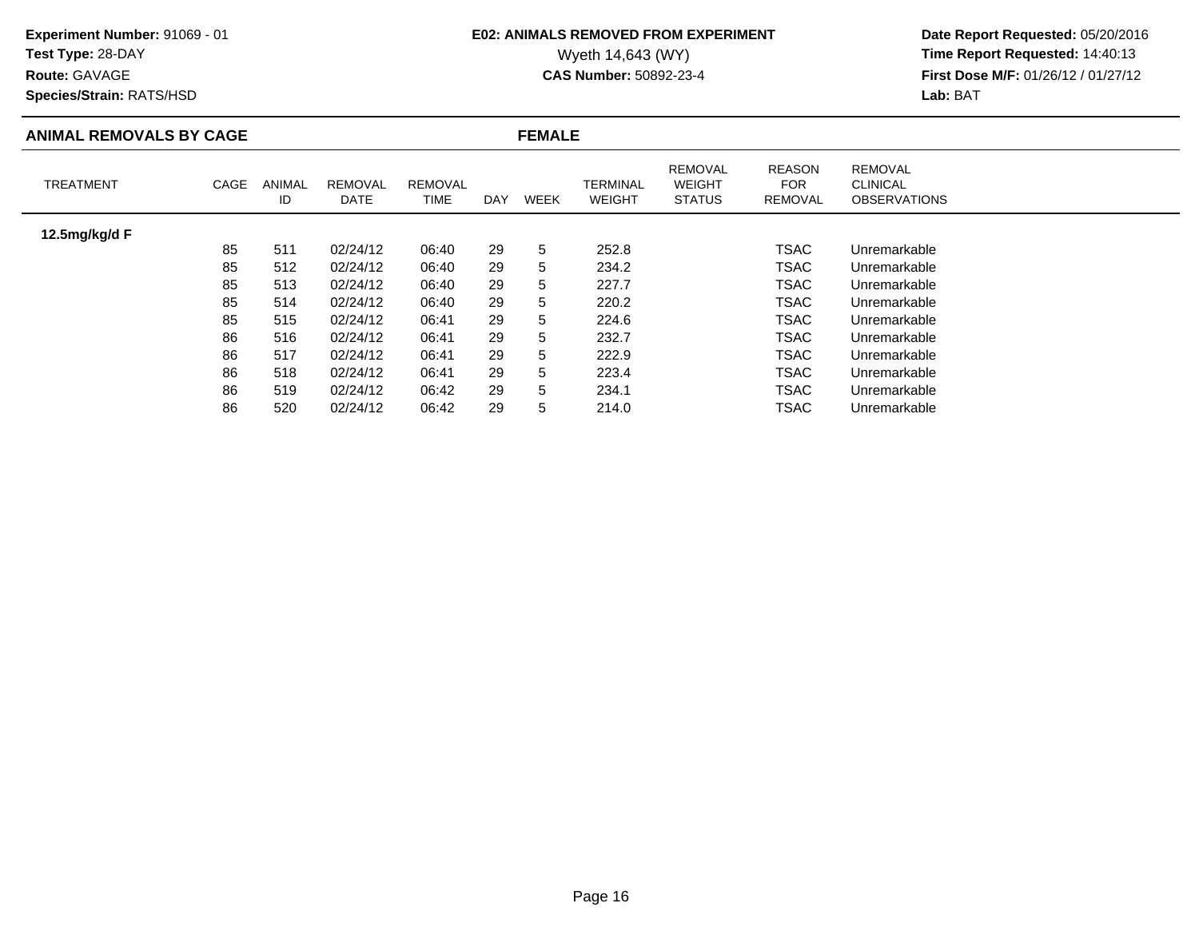**Experiment Number:** 91069 - 01
**Test Type:** 28-DAY
**Route:** GAVAGE
**Species/Strain:** RATS/HSD

**E02: ANIMALS REMOVED FROM EXPERIMENT**
Wyeth 14,643 (WY)
**CAS Number:** 50892-23-4

**Date Report Requested:** 05/20/2016
**Time Report Requested:** 14:40:13
**First Dose M/F:** 01/26/12 / 01/27/12
**Lab:** BAT

## ANIMAL REMOVALS BY CAGE — FEMALE

| TREATMENT | CAGE | ANIMAL ID | REMOVAL DATE | REMOVAL TIME | DAY | WEEK | TERMINAL WEIGHT | REMOVAL WEIGHT STATUS | REASON FOR REMOVAL | REMOVAL CLINICAL OBSERVATIONS |
|---|---|---|---|---|---|---|---|---|---|---|
| **12.5mg/kg/d F** | | | | | | | | | | |
| | 85 | 511 | 02/24/12 | 06:40 | 29 | 5 | 252.8 | | TSAC | Unremarkable |
| | 85 | 512 | 02/24/12 | 06:40 | 29 | 5 | 234.2 | | TSAC | Unremarkable |
| | 85 | 513 | 02/24/12 | 06:40 | 29 | 5 | 227.7 | | TSAC | Unremarkable |
| | 85 | 514 | 02/24/12 | 06:40 | 29 | 5 | 220.2 | | TSAC | Unremarkable |
| | 85 | 515 | 02/24/12 | 06:41 | 29 | 5 | 224.6 | | TSAC | Unremarkable |
| | 86 | 516 | 02/24/12 | 06:41 | 29 | 5 | 232.7 | | TSAC | Unremarkable |
| | 86 | 517 | 02/24/12 | 06:41 | 29 | 5 | 222.9 | | TSAC | Unremarkable |
| | 86 | 518 | 02/24/12 | 06:41 | 29 | 5 | 223.4 | | TSAC | Unremarkable |
| | 86 | 519 | 02/24/12 | 06:42 | 29 | 5 | 234.1 | | TSAC | Unremarkable |
| | 86 | 520 | 02/24/12 | 06:42 | 29 | 5 | 214.0 | | TSAC | Unremarkable |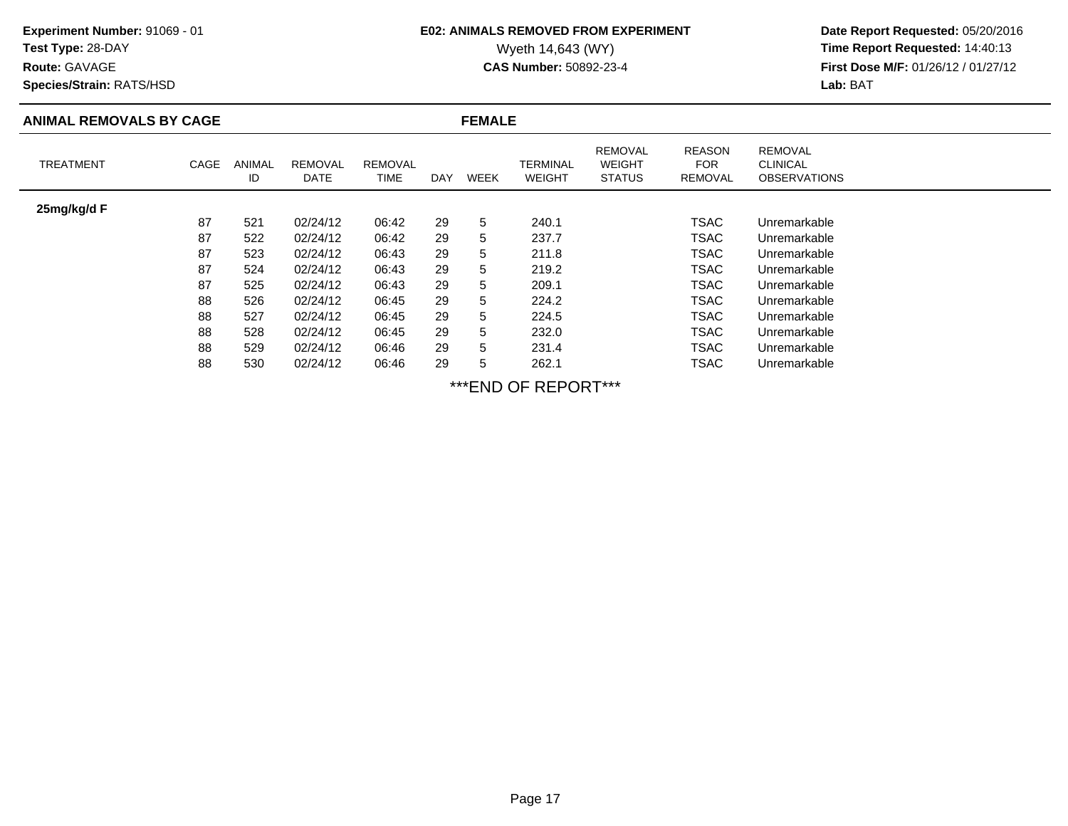**Experiment Number:** 91069 - 01
**Test Type:** 28-DAY
**Route:** GAVAGE
**Species/Strain:** RATS/HSD

**E02: ANIMALS REMOVED FROM EXPERIMENT**
Wyeth 14,643 (WY)
**CAS Number:** 50892-23-4

**Date Report Requested:** 05/20/2016
**Time Report Requested:** 14:40:13
**First Dose M/F:** 01/26/12 / 01/27/12
**Lab:** BAT

**ANIMAL REMOVALS BY CAGE** **FEMALE**

| TREATMENT | CAGE | ANIMAL ID | REMOVAL DATE | REMOVAL TIME | DAY | WEEK | TERMINAL WEIGHT | REMOVAL WEIGHT STATUS | REASON FOR REMOVAL | REMOVAL CLINICAL OBSERVATIONS |
|---|---|---|---|---|---|---|---|---|---|---|
| **25mg/kg/d F** | | | | | | | | | | |
| | 87 | 521 | 02/24/12 | 06:42 | 29 | 5 | 240.1 | | TSAC | Unremarkable |
| | 87 | 522 | 02/24/12 | 06:42 | 29 | 5 | 237.7 | | TSAC | Unremarkable |
| | 87 | 523 | 02/24/12 | 06:43 | 29 | 5 | 211.8 | | TSAC | Unremarkable |
| | 87 | 524 | 02/24/12 | 06:43 | 29 | 5 | 219.2 | | TSAC | Unremarkable |
| | 87 | 525 | 02/24/12 | 06:43 | 29 | 5 | 209.1 | | TSAC | Unremarkable |
| | 88 | 526 | 02/24/12 | 06:45 | 29 | 5 | 224.2 | | TSAC | Unremarkable |
| | 88 | 527 | 02/24/12 | 06:45 | 29 | 5 | 224.5 | | TSAC | Unremarkable |
| | 88 | 528 | 02/24/12 | 06:45 | 29 | 5 | 232.0 | | TSAC | Unremarkable |
| | 88 | 529 | 02/24/12 | 06:46 | 29 | 5 | 231.4 | | TSAC | Unremarkable |
| | 88 | 530 | 02/24/12 | 06:46 | 29 | 5 | 262.1 | | TSAC | Unremarkable |

***END OF REPORT***